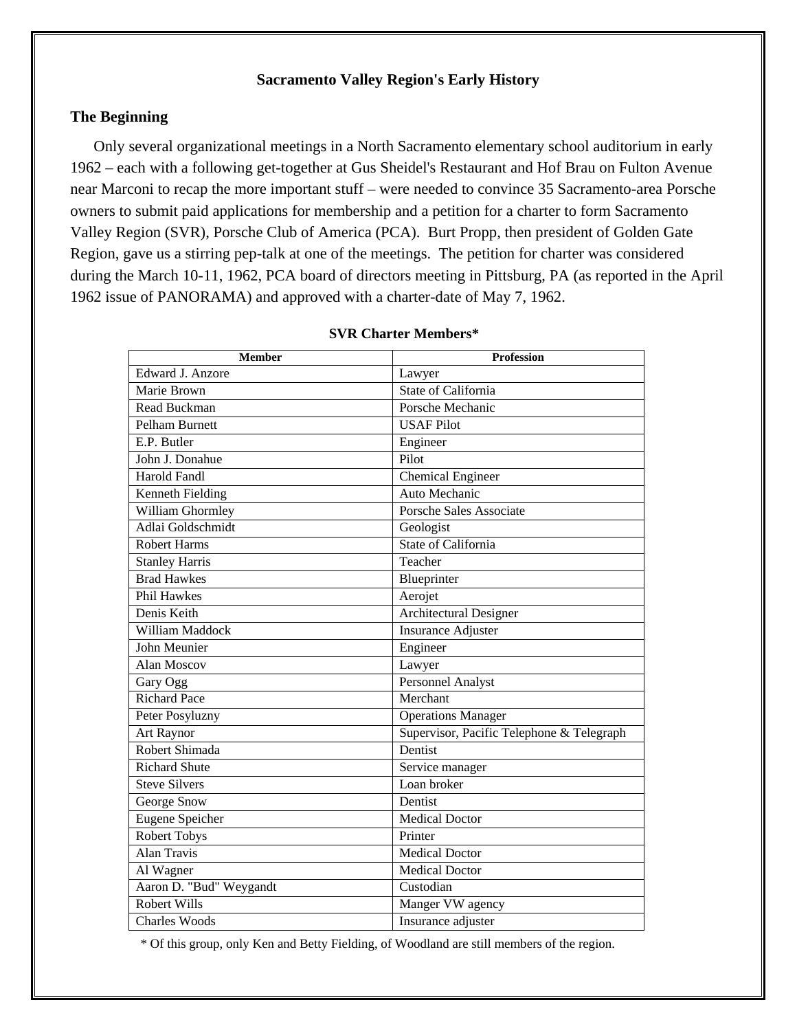# Sacramento Valley Region's Early History

## The Beginning

Only several organizational meetings in a North Sacramento elementary school auditorium in early 1962 – each with a following get-together at Gus Sheidel's Restaurant and Hof Brau on Fulton Avenue near Marconi to recap the more important stuff – were needed to convince 35 Sacramento-area Porsche owners to submit paid applications for membership and a petition for a charter to form Sacramento Valley Region (SVR), Porsche Club of America (PCA). Burt Propp, then president of Golden Gate Region, gave us a stirring pep-talk at one of the meetings. The petition for charter was considered during the March 10-11, 1962, PCA board of directors meeting in Pittsburg, PA (as reported in the April 1962 issue of PANORAMA) and approved with a charter-date of May 7, 1962.

**SVR Charter Members***

| Member | Profession |
|---|---|
| Edward J. Anzore | Lawyer |
| Marie Brown | State of California |
| Read Buckman | Porsche Mechanic |
| Pelham Burnett | USAF Pilot |
| E.P. Butler | Engineer |
| John J. Donahue | Pilot |
| Harold Fandl | Chemical Engineer |
| Kenneth Fielding | Auto Mechanic |
| William Ghormley | Porsche Sales Associate |
| Adlai Goldschmidt | Geologist |
| Robert Harms | State of California |
| Stanley Harris | Teacher |
| Brad Hawkes | Blueprinter |
| Phil Hawkes | Aerojet |
| Denis Keith | Architectural Designer |
| William Maddock | Insurance Adjuster |
| John Meunier | Engineer |
| Alan Moscov | Lawyer |
| Gary Ogg | Personnel Analyst |
| Richard Pace | Merchant |
| Peter Posyluzny | Operations Manager |
| Art Raynor | Supervisor, Pacific Telephone & Telegraph |
| Robert Shimada | Dentist |
| Richard Shute | Service manager |
| Steve Silvers | Loan broker |
| George Snow | Dentist |
| Eugene Speicher | Medical Doctor |
| Robert Tobys | Printer |
| Alan Travis | Medical Doctor |
| Al Wagner | Medical Doctor |
| Aaron D. "Bud" Weygandt | Custodian |
| Robert Wills | Manger VW agency |
| Charles Woods | Insurance adjuster |

* Of this group, only Ken and Betty Fielding, of Woodland are still members of the region.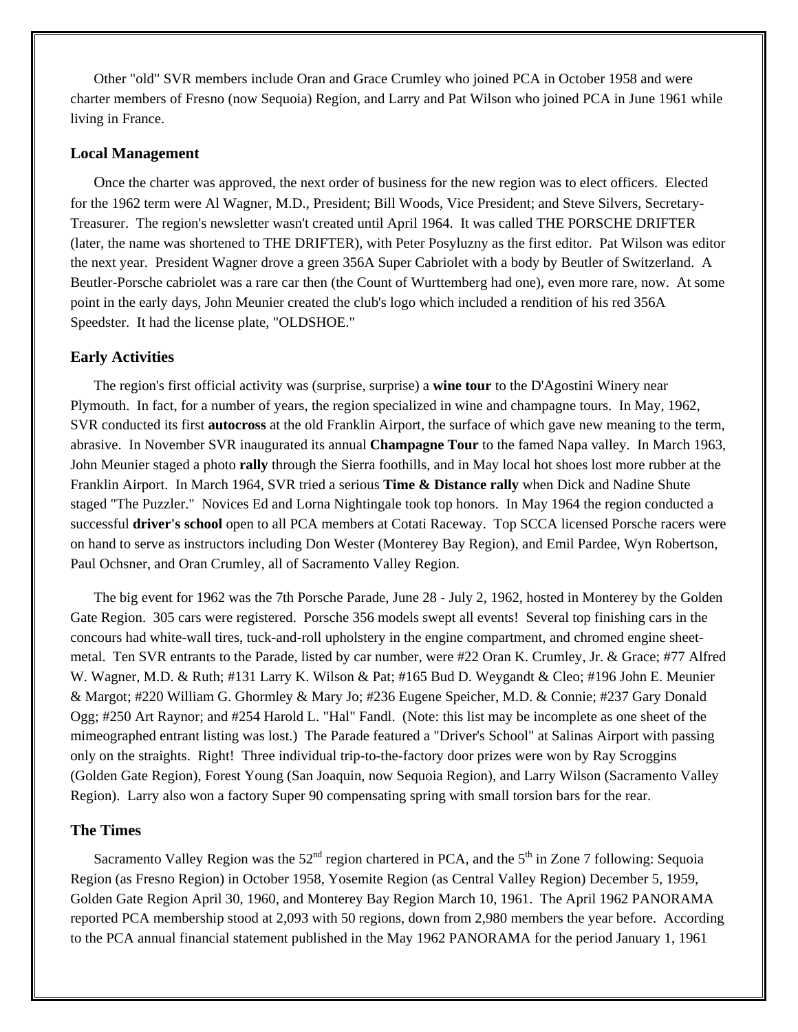Other "old" SVR members include Oran and Grace Crumley who joined PCA in October 1958 and were charter members of Fresno (now Sequoia) Region, and Larry and Pat Wilson who joined PCA in June 1961 while living in France.

### Local Management

Once the charter was approved, the next order of business for the new region was to elect officers. Elected for the 1962 term were Al Wagner, M.D., President; Bill Woods, Vice President; and Steve Silvers, Secretary-Treasurer. The region's newsletter wasn't created until April 1964. It was called THE PORSCHE DRIFTER (later, the name was shortened to THE DRIFTER), with Peter Posyluzny as the first editor. Pat Wilson was editor the next year. President Wagner drove a green 356A Super Cabriolet with a body by Beutler of Switzerland. A Beutler-Porsche cabriolet was a rare car then (the Count of Wurttemberg had one), even more rare, now. At some point in the early days, John Meunier created the club's logo which included a rendition of his red 356A Speedster. It had the license plate, "OLDSHOE."

### Early Activities

The region's first official activity was (surprise, surprise) a **wine tour** to the D'Agostini Winery near Plymouth. In fact, for a number of years, the region specialized in wine and champagne tours. In May, 1962, SVR conducted its first **autocross** at the old Franklin Airport, the surface of which gave new meaning to the term, abrasive. In November SVR inaugurated its annual **Champagne Tour** to the famed Napa valley. In March 1963, John Meunier staged a photo **rally** through the Sierra foothills, and in May local hot shoes lost more rubber at the Franklin Airport. In March 1964, SVR tried a serious **Time & Distance rally** when Dick and Nadine Shute staged "The Puzzler." Novices Ed and Lorna Nightingale took top honors. In May 1964 the region conducted a successful **driver's school** open to all PCA members at Cotati Raceway. Top SCCA licensed Porsche racers were on hand to serve as instructors including Don Wester (Monterey Bay Region), and Emil Pardee, Wyn Robertson, Paul Ochsner, and Oran Crumley, all of Sacramento Valley Region.

The big event for 1962 was the 7th Porsche Parade, June 28 - July 2, 1962, hosted in Monterey by the Golden Gate Region. 305 cars were registered. Porsche 356 models swept all events! Several top finishing cars in the concours had white-wall tires, tuck-and-roll upholstery in the engine compartment, and chromed engine sheet-metal. Ten SVR entrants to the Parade, listed by car number, were #22 Oran K. Crumley, Jr. & Grace; #77 Alfred W. Wagner, M.D. & Ruth; #131 Larry K. Wilson & Pat; #165 Bud D. Weygandt & Cleo; #196 John E. Meunier & Margot; #220 William G. Ghormley & Mary Jo; #236 Eugene Speicher, M.D. & Connie; #237 Gary Donald Ogg; #250 Art Raynor; and #254 Harold L. "Hal" Fandl. (Note: this list may be incomplete as one sheet of the mimeographed entrant listing was lost.) The Parade featured a "Driver's School" at Salinas Airport with passing only on the straights. Right! Three individual trip-to-the-factory door prizes were won by Ray Scroggins (Golden Gate Region), Forest Young (San Joaquin, now Sequoia Region), and Larry Wilson (Sacramento Valley Region). Larry also won a factory Super 90 compensating spring with small torsion bars for the rear.

### The Times

Sacramento Valley Region was the 52nd region chartered in PCA, and the 5th in Zone 7 following: Sequoia Region (as Fresno Region) in October 1958, Yosemite Region (as Central Valley Region) December 5, 1959, Golden Gate Region April 30, 1960, and Monterey Bay Region March 10, 1961. The April 1962 PANORAMA reported PCA membership stood at 2,093 with 50 regions, down from 2,980 members the year before. According to the PCA annual financial statement published in the May 1962 PANORAMA for the period January 1, 1961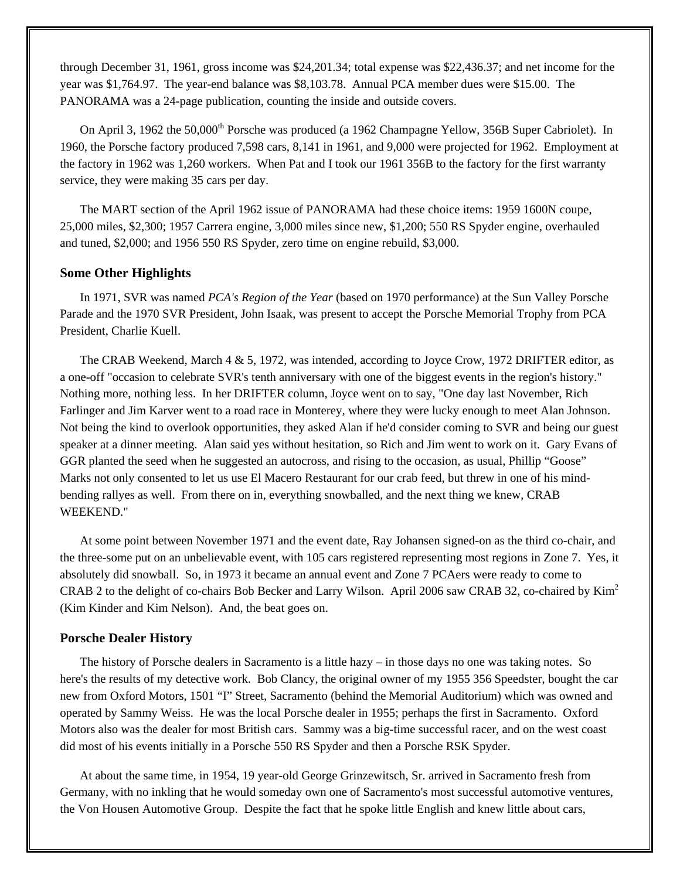through December 31, 1961, gross income was $24,201.34; total expense was $22,436.37; and net income for the year was $1,764.97. The year-end balance was $8,103.78. Annual PCA member dues were $15.00. The PANORAMA was a 24-page publication, counting the inside and outside covers.

On April 3, 1962 the 50,000th Porsche was produced (a 1962 Champagne Yellow, 356B Super Cabriolet). In 1960, the Porsche factory produced 7,598 cars, 8,141 in 1961, and 9,000 were projected for 1962. Employment at the factory in 1962 was 1,260 workers. When Pat and I took our 1961 356B to the factory for the first warranty service, they were making 35 cars per day.

The MART section of the April 1962 issue of PANORAMA had these choice items: 1959 1600N coupe, 25,000 miles, $2,300; 1957 Carrera engine, 3,000 miles since new, $1,200; 550 RS Spyder engine, overhauled and tuned, $2,000; and 1956 550 RS Spyder, zero time on engine rebuild, $3,000.

### Some Other Highlights

In 1971, SVR was named *PCA's Region of the Year* (based on 1970 performance) at the Sun Valley Porsche Parade and the 1970 SVR President, John Isaak, was present to accept the Porsche Memorial Trophy from PCA President, Charlie Kuell.

The CRAB Weekend, March 4 & 5, 1972, was intended, according to Joyce Crow, 1972 DRIFTER editor, as a one-off "occasion to celebrate SVR's tenth anniversary with one of the biggest events in the region's history." Nothing more, nothing less. In her DRIFTER column, Joyce went on to say, "One day last November, Rich Farlinger and Jim Karver went to a road race in Monterey, where they were lucky enough to meet Alan Johnson. Not being the kind to overlook opportunities, they asked Alan if he'd consider coming to SVR and being our guest speaker at a dinner meeting. Alan said yes without hesitation, so Rich and Jim went to work on it. Gary Evans of GGR planted the seed when he suggested an autocross, and rising to the occasion, as usual, Phillip "Goose" Marks not only consented to let us use El Macero Restaurant for our crab feed, but threw in one of his mind-bending rallyes as well. From there on in, everything snowballed, and the next thing we knew, CRAB WEEKEND."

At some point between November 1971 and the event date, Ray Johansen signed-on as the third co-chair, and the three-some put on an unbelievable event, with 105 cars registered representing most regions in Zone 7. Yes, it absolutely did snowball. So, in 1973 it became an annual event and Zone 7 PCAers were ready to come to CRAB 2 to the delight of co-chairs Bob Becker and Larry Wilson. April 2006 saw CRAB 32, co-chaired by $Kim^2$ (Kim Kinder and Kim Nelson). And, the beat goes on.

### Porsche Dealer History

The history of Porsche dealers in Sacramento is a little hazy – in those days no one was taking notes. So here's the results of my detective work. Bob Clancy, the original owner of my 1955 356 Speedster, bought the car new from Oxford Motors, 1501 "I" Street, Sacramento (behind the Memorial Auditorium) which was owned and operated by Sammy Weiss. He was the local Porsche dealer in 1955; perhaps the first in Sacramento. Oxford Motors also was the dealer for most British cars. Sammy was a big-time successful racer, and on the west coast did most of his events initially in a Porsche 550 RS Spyder and then a Porsche RSK Spyder.

At about the same time, in 1954, 19 year-old George Grinzewitsch, Sr. arrived in Sacramento fresh from Germany, with no inkling that he would someday own one of Sacramento's most successful automotive ventures, the Von Housen Automotive Group. Despite the fact that he spoke little English and knew little about cars,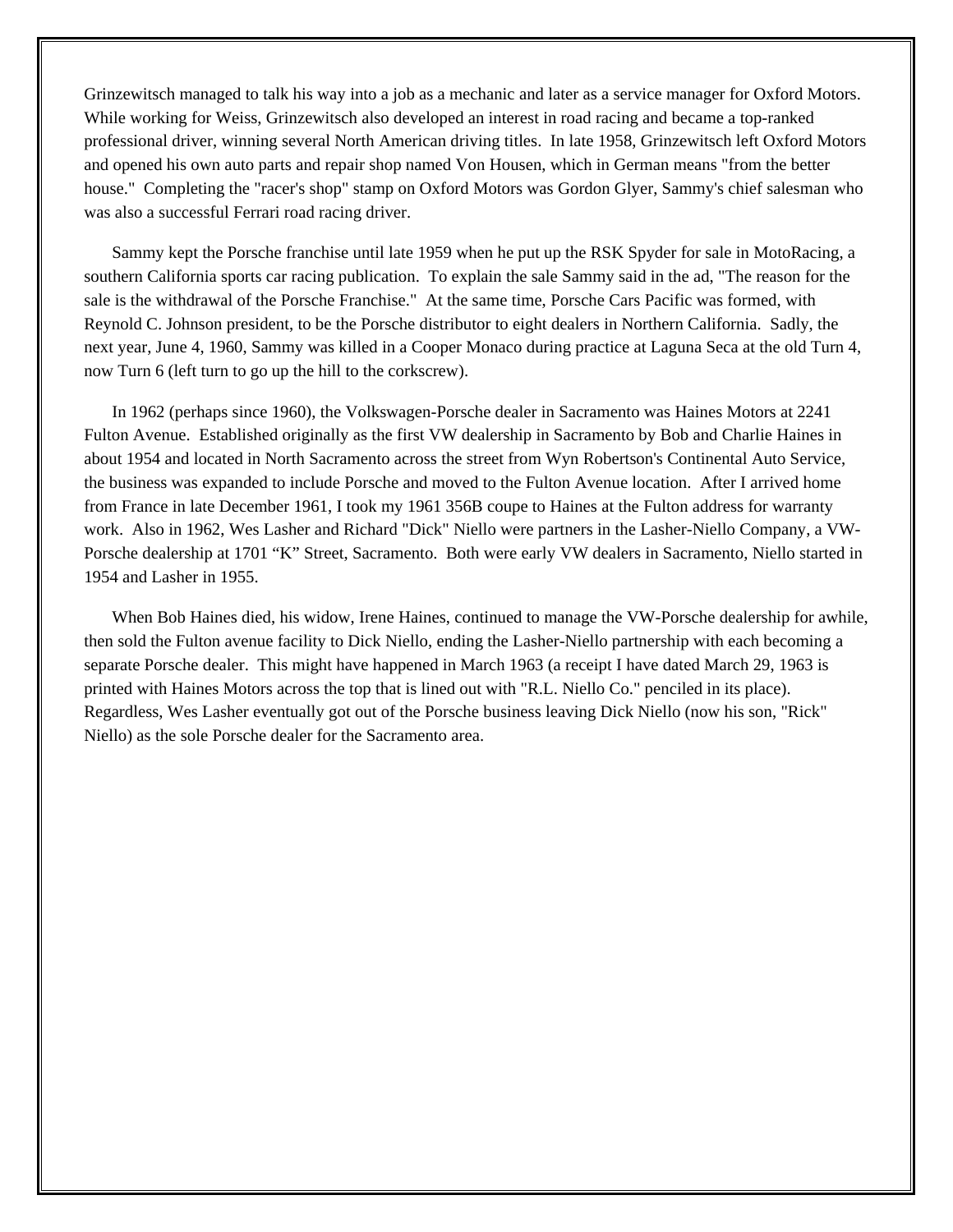Grinzewitsch managed to talk his way into a job as a mechanic and later as a service manager for Oxford Motors. While working for Weiss, Grinzewitsch also developed an interest in road racing and became a top-ranked professional driver, winning several North American driving titles. In late 1958, Grinzewitsch left Oxford Motors and opened his own auto parts and repair shop named Von Housen, which in German means "from the better house." Completing the "racer's shop" stamp on Oxford Motors was Gordon Glyer, Sammy's chief salesman who was also a successful Ferrari road racing driver.

Sammy kept the Porsche franchise until late 1959 when he put up the RSK Spyder for sale in MotoRacing, a southern California sports car racing publication. To explain the sale Sammy said in the ad, "The reason for the sale is the withdrawal of the Porsche Franchise." At the same time, Porsche Cars Pacific was formed, with Reynold C. Johnson president, to be the Porsche distributor to eight dealers in Northern California. Sadly, the next year, June 4, 1960, Sammy was killed in a Cooper Monaco during practice at Laguna Seca at the old Turn 4, now Turn 6 (left turn to go up the hill to the corkscrew).

In 1962 (perhaps since 1960), the Volkswagen-Porsche dealer in Sacramento was Haines Motors at 2241 Fulton Avenue. Established originally as the first VW dealership in Sacramento by Bob and Charlie Haines in about 1954 and located in North Sacramento across the street from Wyn Robertson's Continental Auto Service, the business was expanded to include Porsche and moved to the Fulton Avenue location. After I arrived home from France in late December 1961, I took my 1961 356B coupe to Haines at the Fulton address for warranty work. Also in 1962, Wes Lasher and Richard "Dick" Niello were partners in the Lasher-Niello Company, a VW-Porsche dealership at 1701 "K" Street, Sacramento. Both were early VW dealers in Sacramento, Niello started in 1954 and Lasher in 1955.

When Bob Haines died, his widow, Irene Haines, continued to manage the VW-Porsche dealership for awhile, then sold the Fulton avenue facility to Dick Niello, ending the Lasher-Niello partnership with each becoming a separate Porsche dealer. This might have happened in March 1963 (a receipt I have dated March 29, 1963 is printed with Haines Motors across the top that is lined out with "R.L. Niello Co." penciled in its place). Regardless, Wes Lasher eventually got out of the Porsche business leaving Dick Niello (now his son, "Rick" Niello) as the sole Porsche dealer for the Sacramento area.